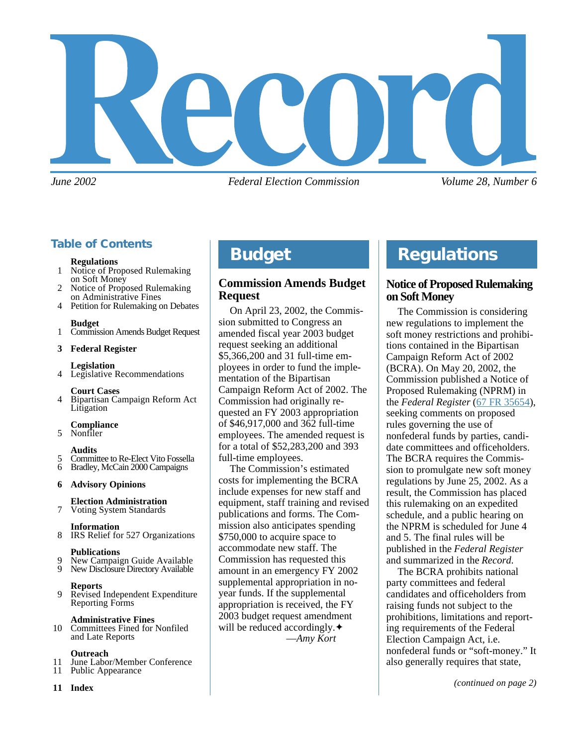# Record

*June 2002* *Federal Election Commission* *Volume 28, Number 6*

## Table of Contents

**Regulations**
1 Notice of Proposed Rulemaking on Soft Money
2 Notice of Proposed Rulemaking on Administrative Fines
4 Petition for Rulemaking on Debates

**Budget**
1 Commission Amends Budget Request

**3 Federal Register**

**Legislation**
4 Legislative Recommendations

**Court Cases**
4 Bipartisan Campaign Reform Act Litigation

**Compliance**
5 Nonfiler

**Audits**
5 Committee to Re-Elect Vito Fossella
6 Bradley, McCain 2000 Campaigns

**6 Advisory Opinions**

**Election Administration**
7 Voting System Standards

**Information**
8 IRS Relief for 527 Organizations

**Publications**
9 New Campaign Guide Available
9 New Disclosure Directory Available

**Reports**
9 Revised Independent Expenditure Reporting Forms

**Administrative Fines**
10 Committees Fined for Nonfiled and Late Reports

**Outreach**
11 June Labor/Member Conference
11 Public Appearance

**11 Index**

# Budget

## Commission Amends Budget Request

On April 23, 2002, the Commission submitted to Congress an amended fiscal year 2003 budget request seeking an additional $5,366,200 and 31 full-time employees in order to fund the implementation of the Bipartisan Campaign Reform Act of 2002. The Commission had originally requested an FY 2003 appropriation of $46,917,000 and 362 full-time employees. The amended request is for a total of $52,283,200 and 393 full-time employees.

The Commission's estimated costs for implementing the BCRA include expenses for new staff and equipment, staff training and revised publications and forms. The Commission also anticipates spending $750,000 to acquire space to accommodate new staff. The Commission has requested this amount in an emergency FY 2002 supplemental appropriation in no-year funds. If the supplemental appropriation is received, the FY 2003 budget request amendment will be reduced accordingly.✦

—*Amy Kort*

# Regulations

## Notice of Proposed Rulemaking on Soft Money

The Commission is considering new regulations to implement the soft money restrictions and prohibitions contained in the Bipartisan Campaign Reform Act of 2002 (BCRA). On May 20, 2002, the Commission published a Notice of Proposed Rulemaking (NPRM) in the *Federal Register* (67 FR 35654), seeking comments on proposed rules governing the use of nonfederal funds by parties, candidate committees and officeholders. The BCRA requires the Commission to promulgate new soft money regulations by June 25, 2002. As a result, the Commission has placed this rulemaking on an expedited schedule, and a public hearing on the NPRM is scheduled for June 4 and 5. The final rules will be published in the *Federal Register* and summarized in the *Record.*

The BCRA prohibits national party committees and federal candidates and officeholders from raising funds not subject to the prohibitions, limitations and reporting requirements of the Federal Election Campaign Act, i.e. nonfederal funds or "soft-money." It also generally requires that state,

*(continued on page 2)*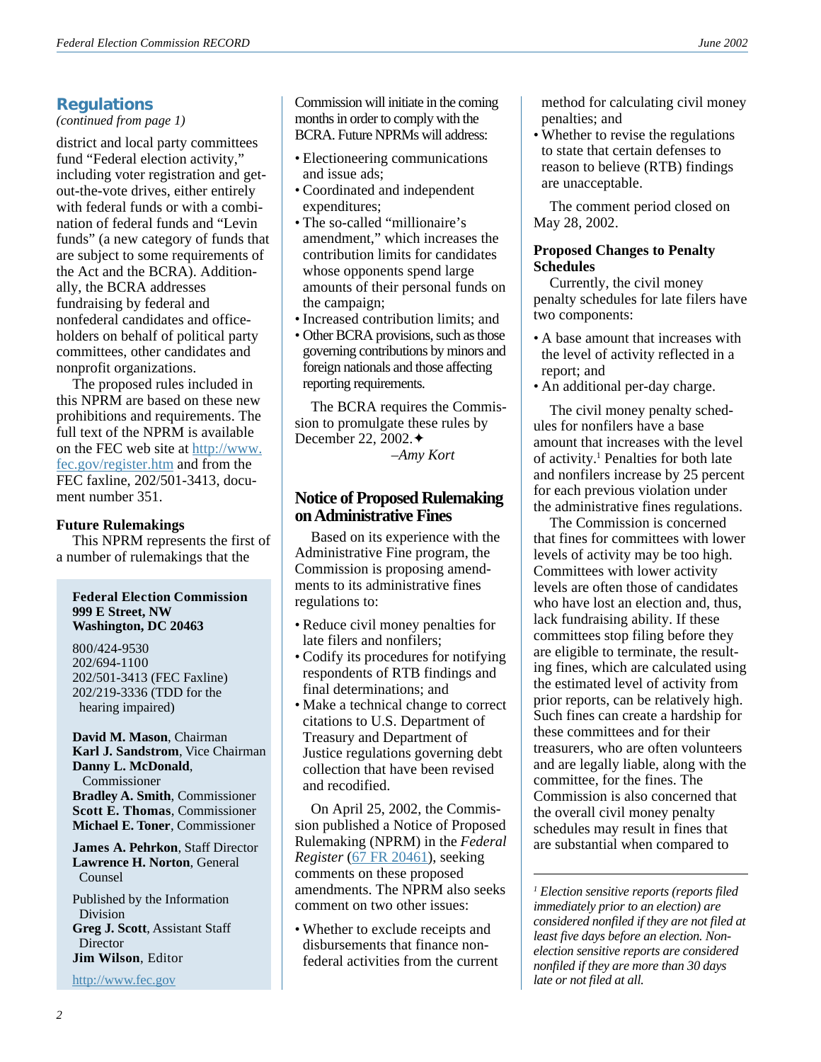## Regulations

*(continued from page 1)*

district and local party committees fund "Federal election activity," including voter registration and get-out-the-vote drives, either entirely with federal funds or with a combination of federal funds and "Levin funds" (a new category of funds that are subject to some requirements of the Act and the BCRA). Additionally, the BCRA addresses fundraising by federal and nonfederal candidates and officeholders on behalf of political party committees, other candidates and nonprofit organizations.

The proposed rules included in this NPRM are based on these new prohibitions and requirements. The full text of the NPRM is available on the FEC web site at http://www.fec.gov/register.htm and from the FEC faxline, 202/501-3413, document number 351.

### Future Rulemakings

This NPRM represents the first of a number of rulemakings that the Commission will initiate in the coming months in order to comply with the BCRA. Future NPRMs will address:

- Electioneering communications and issue ads;
- Coordinated and independent expenditures;
- The so-called "millionaire's amendment," which increases the contribution limits for candidates whose opponents spend large amounts of their personal funds on the campaign;
- Increased contribution limits; and
- Other BCRA provisions, such as those governing contributions by minors and foreign nationals and those affecting reporting requirements.

The BCRA requires the Commission to promulgate these rules by December 22, 2002.✦

*–Amy Kort*

## Notice of Proposed Rulemaking on Administrative Fines

Based on its experience with the Administrative Fine program, the Commission is proposing amendments to its administrative fines regulations to:

- Reduce civil money penalties for late filers and nonfilers;
- Codify its procedures for notifying respondents of RTB findings and final determinations; and
- Make a technical change to correct citations to U.S. Department of Treasury and Department of Justice regulations governing debt collection that have been revised and recodified.

On April 25, 2002, the Commission published a Notice of Proposed Rulemaking (NPRM) in the *Federal Register* (67 FR 20461), seeking comments on these proposed amendments. The NPRM also seeks comment on two other issues:

- Whether to exclude receipts and disbursements that finance nonfederal activities from the current method for calculating civil money penalties; and
- Whether to revise the regulations to state that certain defenses to reason to believe (RTB) findings are unacceptable.

The comment period closed on May 28, 2002.

### Proposed Changes to Penalty Schedules

Currently, the civil money penalty schedules for late filers have two components:

- A base amount that increases with the level of activity reflected in a report; and
- An additional per-day charge.

The civil money penalty schedules for nonfilers have a base amount that increases with the level of activity.[1] Penalties for both late and nonfilers increase by 25 percent for each previous violation under the administrative fines regulations.

The Commission is concerned that fines for committees with lower levels of activity may be too high. Committees with lower activity levels are often those of candidates who have lost an election and, thus, lack fundraising ability. If these committees stop filing before they are eligible to terminate, the resulting fines, which are calculated using the estimated level of activity from prior reports, can be relatively high. Such fines can create a hardship for these committees and for their treasurers, who are often volunteers and are legally liable, along with the committee, for the fines. The Commission is also concerned that the overall civil money penalty schedules may result in fines that are substantial when compared to

---

[1] *Election sensitive reports (reports filed immediately prior to an election) are considered nonfiled if they are not filed at least five days before an election. Non-election sensitive reports are considered nonfiled if they are more than 30 days late or not filed at all.*

---

**Federal Election Commission**
**999 E Street, NW**
**Washington, DC 20463**

800/424-9530
202/694-1100
202/501-3413 (FEC Faxline)
202/219-3336 (TDD for the hearing impaired)

**David M. Mason**, Chairman
**Karl J. Sandstrom**, Vice Chairman
**Danny L. McDonald**, Commissioner
**Bradley A. Smith**, Commissioner
**Scott E. Thomas**, Commissioner
**Michael E. Toner**, Commissioner

**James A. Pehrkon**, Staff Director
**Lawrence H. Norton**, General Counsel

Published by the Information Division
**Greg J. Scott**, Assistant Staff Director
**Jim Wilson**, Editor

http://www.fec.gov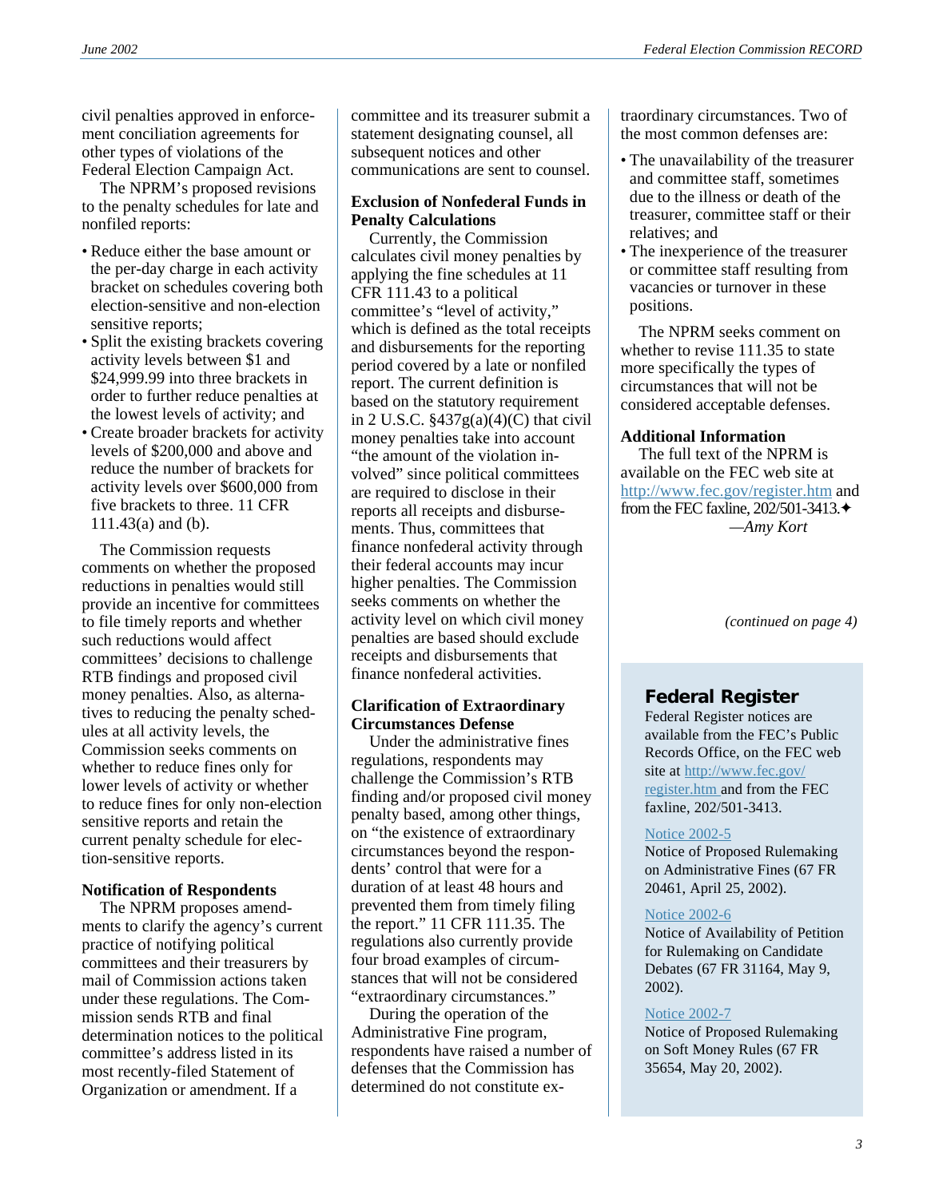civil penalties approved in enforcement conciliation agreements for other types of violations of the Federal Election Campaign Act.

The NPRM's proposed revisions to the penalty schedules for late and nonfiled reports:

- Reduce either the base amount or the per-day charge in each activity bracket on schedules covering both election-sensitive and non-election sensitive reports;
- Split the existing brackets covering activity levels between $1 and $24,999.99 into three brackets in order to further reduce penalties at the lowest levels of activity; and
- Create broader brackets for activity levels of $200,000 and above and reduce the number of brackets for activity levels over $600,000 from five brackets to three. 11 CFR 111.43(a) and (b).

The Commission requests comments on whether the proposed reductions in penalties would still provide an incentive for committees to file timely reports and whether such reductions would affect committees' decisions to challenge RTB findings and proposed civil money penalties. Also, as alternatives to reducing the penalty schedules at all activity levels, the Commission seeks comments on whether to reduce fines only for lower levels of activity or whether to reduce fines for only non-election sensitive reports and retain the current penalty schedule for election-sensitive reports.

**Notification of Respondents**

The NPRM proposes amendments to clarify the agency's current practice of notifying political committees and their treasurers by mail of Commission actions taken under these regulations. The Commission sends RTB and final determination notices to the political committee's address listed in its most recently-filed Statement of Organization or amendment. If a committee and its treasurer submit a statement designating counsel, all subsequent notices and other communications are sent to counsel.

**Exclusion of Nonfederal Funds in Penalty Calculations**

Currently, the Commission calculates civil money penalties by applying the fine schedules at 11 CFR 111.43 to a political committee's "level of activity," which is defined as the total receipts and disbursements for the reporting period covered by a late or nonfiled report. The current definition is based on the statutory requirement in 2 U.S.C. §437g(a)(4)(C) that civil money penalties take into account "the amount of the violation involved" since political committees are required to disclose in their reports all receipts and disbursements. Thus, committees that finance nonfederal activity through their federal accounts may incur higher penalties. The Commission seeks comments on whether the activity level on which civil money penalties are based should exclude receipts and disbursements that finance nonfederal activities.

**Clarification of Extraordinary Circumstances Defense**

Under the administrative fines regulations, respondents may challenge the Commission's RTB finding and/or proposed civil money penalty based, among other things, on "the existence of extraordinary circumstances beyond the respondents' control that were for a duration of at least 48 hours and prevented them from timely filing the report." 11 CFR 111.35. The regulations also currently provide four broad examples of circumstances that will not be considered "extraordinary circumstances."

During the operation of the Administrative Fine program, respondents have raised a number of defenses that the Commission has determined do not constitute extraordinary circumstances. Two of the most common defenses are:

- The unavailability of the treasurer and committee staff, sometimes due to the illness or death of the treasurer, committee staff or their relatives; and
- The inexperience of the treasurer or committee staff resulting from vacancies or turnover in these positions.

The NPRM seeks comment on whether to revise 111.35 to state more specifically the types of circumstances that will not be considered acceptable defenses.

**Additional Information**

The full text of the NPRM is available on the FEC web site at http://www.fec.gov/register.htm and from the FEC faxline, 202/501-3413.✦

*—Amy Kort*

*(continued on page 4)*

## Federal Register

Federal Register notices are available from the FEC's Public Records Office, on the FEC web site at http://www.fec.gov/register.htm and from the FEC faxline, 202/501-3413.

Notice 2002-5
Notice of Proposed Rulemaking on Administrative Fines (67 FR 20461, April 25, 2002).

Notice 2002-6
Notice of Availability of Petition for Rulemaking on Candidate Debates (67 FR 31164, May 9, 2002).

Notice 2002-7
Notice of Proposed Rulemaking on Soft Money Rules (67 FR 35654, May 20, 2002).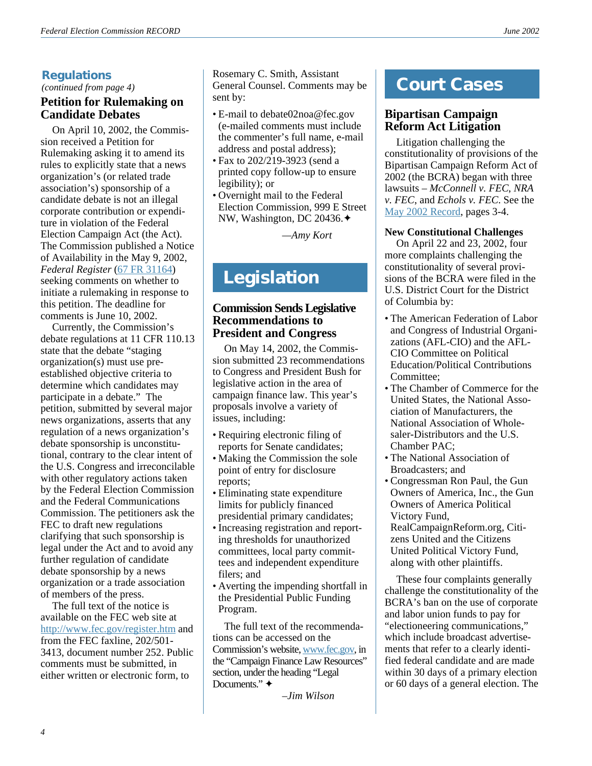## Regulations

*(continued from page 4)*

### Petition for Rulemaking on Candidate Debates

On April 10, 2002, the Commission received a Petition for Rulemaking asking it to amend its rules to explicitly state that a news organization's (or related trade association's) sponsorship of a candidate debate is not an illegal corporate contribution or expenditure in violation of the Federal Election Campaign Act (the Act). The Commission published a Notice of Availability in the May 9, 2002, *Federal Register* (67 FR 31164) seeking comments on whether to initiate a rulemaking in response to this petition. The deadline for comments is June 10, 2002.

Currently, the Commission's debate regulations at 11 CFR 110.13 state that the debate "staging organization(s) must use pre-established objective criteria to determine which candidates may participate in a debate." The petition, submitted by several major news organizations, asserts that any regulation of a news organization's debate sponsorship is unconstitutional, contrary to the clear intent of the U.S. Congress and irreconcilable with other regulatory actions taken by the Federal Election Commission and the Federal Communications Commission. The petitioners ask the FEC to draft new regulations clarifying that such sponsorship is legal under the Act and to avoid any further regulation of candidate debate sponsorship by a news organization or a trade association of members of the press.

The full text of the notice is available on the FEC web site at http://www.fec.gov/register.htm and from the FEC faxline, 202/501-3413, document number 252. Public comments must be submitted, in either written or electronic form, to Rosemary C. Smith, Assistant General Counsel. Comments may be sent by:

- E-mail to debate02noa@fec.gov (e-mailed comments must include the commenter's full name, e-mail address and postal address);
- Fax to 202/219-3923 (send a printed copy follow-up to ensure legibility); or
- Overnight mail to the Federal Election Commission, 999 E Street NW, Washington, DC 20436.✦

—*Amy Kort*

## Legislation

### Commission Sends Legislative Recommendations to President and Congress

On May 14, 2002, the Commission submitted 23 recommendations to Congress and President Bush for legislative action in the area of campaign finance law. This year's proposals involve a variety of issues, including:

- Requiring electronic filing of reports for Senate candidates;
- Making the Commission the sole point of entry for disclosure reports;
- Eliminating state expenditure limits for publicly financed presidential primary candidates;
- Increasing registration and reporting thresholds for unauthorized committees, local party committees and independent expenditure filers; and
- Averting the impending shortfall in the Presidential Public Funding Program.

The full text of the recommendations can be accessed on the Commission's website, www.fec.gov, in the "Campaign Finance Law Resources" section, under the heading "Legal Documents." ✦

–*Jim Wilson*

## Court Cases

### Bipartisan Campaign Reform Act Litigation

Litigation challenging the constitutionality of provisions of the Bipartisan Campaign Reform Act of 2002 (the BCRA) began with three lawsuits – *McConnell v. FEC*, *NRA v. FEC*, and *Echols v. FEC*. See the May 2002 Record, pages 3-4.

**New Constitutional Challenges**

On April 22 and 23, 2002, four more complaints challenging the constitutionality of several provisions of the BCRA were filed in the U.S. District Court for the District of Columbia by:

- The American Federation of Labor and Congress of Industrial Organizations (AFL-CIO) and the AFL-CIO Committee on Political Education/Political Contributions Committee;
- The Chamber of Commerce for the United States, the National Association of Manufacturers, the National Association of Wholesaler-Distributors and the U.S. Chamber PAC;
- The National Association of Broadcasters; and
- Congressman Ron Paul, the Gun Owners of America, Inc., the Gun Owners of America Political Victory Fund, RealCampaignReform.org, Citizens United and the Citizens United Political Victory Fund, along with other plaintiffs.

These four complaints generally challenge the constitutionality of the BCRA's ban on the use of corporate and labor union funds to pay for "electioneering communications," which include broadcast advertisements that refer to a clearly identified federal candidate and are made within 30 days of a primary election or 60 days of a general election. The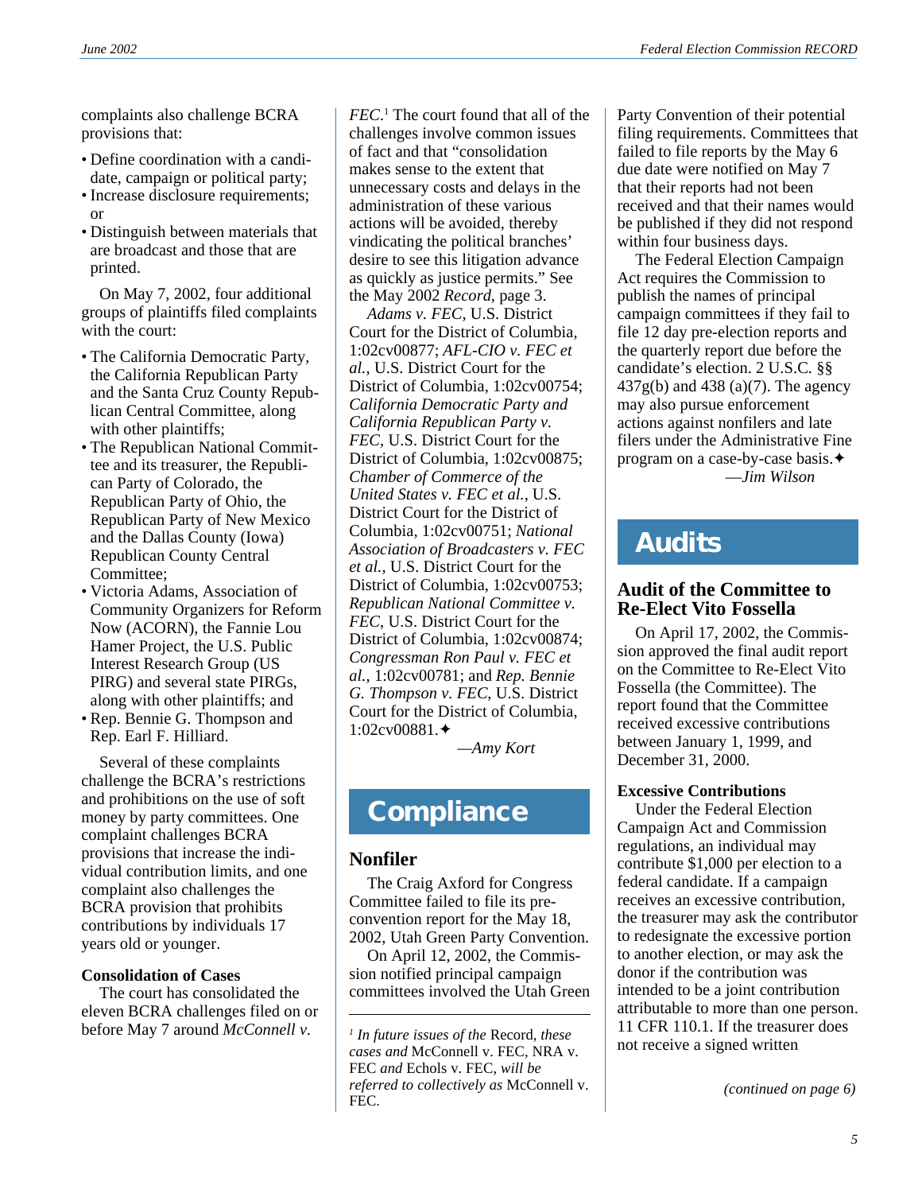complaints also challenge BCRA provisions that:

- Define coordination with a candidate, campaign or political party;
- Increase disclosure requirements; or
- Distinguish between materials that are broadcast and those that are printed.

On May 7, 2002, four additional groups of plaintiffs filed complaints with the court:

- The California Democratic Party, the California Republican Party and the Santa Cruz County Republican Central Committee, along with other plaintiffs;
- The Republican National Committee and its treasurer, the Republican Party of Colorado, the Republican Party of Ohio, the Republican Party of New Mexico and the Dallas County (Iowa) Republican County Central Committee;
- Victoria Adams, Association of Community Organizers for Reform Now (ACORN), the Fannie Lou Hamer Project, the U.S. Public Interest Research Group (US PIRG) and several state PIRGs, along with other plaintiffs; and
- Rep. Bennie G. Thompson and Rep. Earl F. Hilliard.

Several of these complaints challenge the BCRA's restrictions and prohibitions on the use of soft money by party committees. One complaint challenges BCRA provisions that increase the individual contribution limits, and one complaint also challenges the BCRA provision that prohibits contributions by individuals 17 years old or younger.

**Consolidation of Cases**

The court has consolidated the eleven BCRA challenges filed on or before May 7 around *McConnell v. FEC*.[1] The court found that all of the challenges involve common issues of fact and that "consolidation makes sense to the extent that unnecessary costs and delays in the administration of these various actions will be avoided, thereby vindicating the political branches' desire to see this litigation advance as quickly as justice permits." See the May 2002 *Record*, page 3.

*Adams v. FEC*, U.S. District Court for the District of Columbia, 1:02cv00877; *AFL-CIO v. FEC et al.*, U.S. District Court for the District of Columbia, 1:02cv00754; *California Democratic Party and California Republican Party v. FEC*, U.S. District Court for the District of Columbia, 1:02cv00875; *Chamber of Commerce of the United States v. FEC et al.*, U.S. District Court for the District of Columbia, 1:02cv00751; *National Association of Broadcasters v. FEC et al.*, U.S. District Court for the District of Columbia, 1:02cv00753; *Republican National Committee v. FEC*, U.S. District Court for the District of Columbia, 1:02cv00874; *Congressman Ron Paul v. FEC et al.*, 1:02cv00781; and *Rep. Bennie G. Thompson v. FEC*, U.S. District Court for the District of Columbia, 1:02cv00881.✦

—*Amy Kort*

[1] *In future issues of the* Record, *these cases and* McConnell v. FEC, NRA v. FEC *and* Echols v. FEC, *will be referred to collectively as* McConnell v. FEC.

# Compliance

## Nonfiler

The Craig Axford for Congress Committee failed to file its pre-convention report for the May 18, 2002, Utah Green Party Convention.

On April 12, 2002, the Commission notified principal campaign committees involved the Utah Green Party Convention of their potential filing requirements. Committees that failed to file reports by the May 6 due date were notified on May 7 that their reports had not been received and that their names would be published if they did not respond within four business days.

The Federal Election Campaign Act requires the Commission to publish the names of principal campaign committees if they fail to file 12 day pre-election reports and the quarterly report due before the candidate's election. 2 U.S.C. §§ 437g(b) and 438 (a)(7). The agency may also pursue enforcement actions against nonfilers and late filers under the Administrative Fine program on a case-by-case basis.✦

—*Jim Wilson*

# Audits

## Audit of the Committee to Re-Elect Vito Fossella

On April 17, 2002, the Commission approved the final audit report on the Committee to Re-Elect Vito Fossella (the Committee). The report found that the Committee received excessive contributions between January 1, 1999, and December 31, 2000.

**Excessive Contributions**

Under the Federal Election Campaign Act and Commission regulations, an individual may contribute $1,000 per election to a federal candidate. If a campaign receives an excessive contribution, the treasurer may ask the contributor to redesignate the excessive portion to another election, or may ask the donor if the contribution was intended to be a joint contribution attributable to more than one person. 11 CFR 110.1. If the treasurer does not receive a signed written

*(continued on page 6)*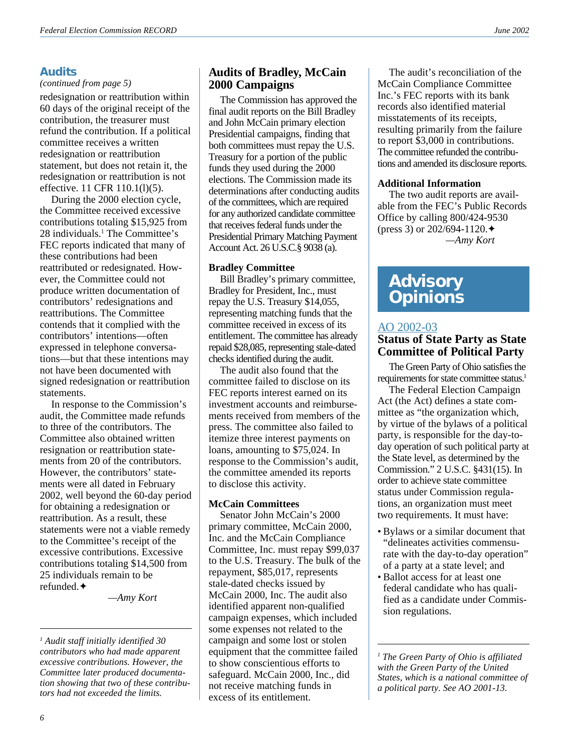## Audits

*(continued from page 5)*

redesignation or reattribution within 60 days of the original receipt of the contribution, the treasurer must refund the contribution. If a political committee receives a written redesignation or reattribution statement, but does not retain it, the redesignation or reattribution is not effective. 11 CFR 110.1(l)(5).

During the 2000 election cycle, the Committee received excessive contributions totaling $15,925 from 28 individuals.[1] The Committee's FEC reports indicated that many of these contributions had been reattributed or redesignated. However, the Committee could not produce written documentation of contributors' redesignations and reattributions. The Committee contends that it complied with the contributors' intentions—often expressed in telephone conversations—but that these intentions may not have been documented with signed redesignation or reattribution statements.

In response to the Commission's audit, the Committee made refunds to three of the contributors. The Committee also obtained written resignation or reattribution statements from 20 of the contributors. However, the contributors' statements were all dated in February 2002, well beyond the 60-day period for obtaining a redesignation or reattribution. As a result, these statements were not a viable remedy to the Committee's receipt of the excessive contributions. Excessive contributions totaling $14,500 from 25 individuals remain to be refunded.✦

*—Amy Kort*

[1] *Audit staff initially identified 30 contributors who had made apparent excessive contributions. However, the Committee later produced documentation showing that two of these contributors had not exceeded the limits.*

## Audits of Bradley, McCain 2000 Campaigns

The Commission has approved the final audit reports on the Bill Bradley and John McCain primary election Presidential campaigns, finding that both committees must repay the U.S. Treasury for a portion of the public funds they used during the 2000 elections. The Commission made its determinations after conducting audits of the committees, which are required for any authorized candidate committee that receives federal funds under the Presidential Primary Matching Payment Account Act. 26 U.S.C.§ 9038 (a).

### Bradley Committee

Bill Bradley's primary committee, Bradley for President, Inc., must repay the U.S. Treasury $14,055, representing matching funds that the committee received in excess of its entitlement. The committee has already repaid $28,085, representing stale-dated checks identified during the audit.

The audit also found that the committee failed to disclose on its FEC reports interest earned on its investment accounts and reimbursements received from members of the press. The committee also failed to itemize three interest payments on loans, amounting to $75,024. In response to the Commission's audit, the committee amended its reports to disclose this activity.

### McCain Committees

Senator John McCain's 2000 primary committee, McCain 2000, Inc. and the McCain Compliance Committee, Inc. must repay $99,037 to the U.S. Treasury. The bulk of the repayment, $85,017, represents stale-dated checks issued by McCain 2000, Inc. The audit also identified apparent non-qualified campaign expenses, which included some expenses not related to the campaign and some lost or stolen equipment that the committee failed to safeguard. McCain 2000, Inc., did not receive matching funds in excess of its entitlement.

The audit's reconciliation of the McCain Compliance Committee Inc.'s FEC reports with its bank records also identified material misstatements of its receipts, resulting primarily from the failure to report $3,000 in contributions. The committee refunded the contributions and amended its disclosure reports.

### Additional Information

The two audit reports are available from the FEC's Public Records Office by calling 800/424-9530 (press 3) or 202/694-1120.✦

*—Amy Kort*

# Advisory Opinions

## AO 2002-03
## Status of State Party as State Committee of Political Party

The Green Party of Ohio satisfies the requirements for state committee status.[1]

The Federal Election Campaign Act (the Act) defines a state committee as "the organization which, by virtue of the bylaws of a political party, is responsible for the day-to-day operation of such political party at the State level, as determined by the Commission." 2 U.S.C. §431(15). In order to achieve state committee status under Commission regulations, an organization must meet two requirements. It must have:

- Bylaws or a similar document that "delineates activities commensurate with the day-to-day operation" of a party at a state level; and
- Ballot access for at least one federal candidate who has qualified as a candidate under Commission regulations.

[1] *The Green Party of Ohio is affiliated with the Green Party of the United States, which is a national committee of a political party. See AO 2001-13.*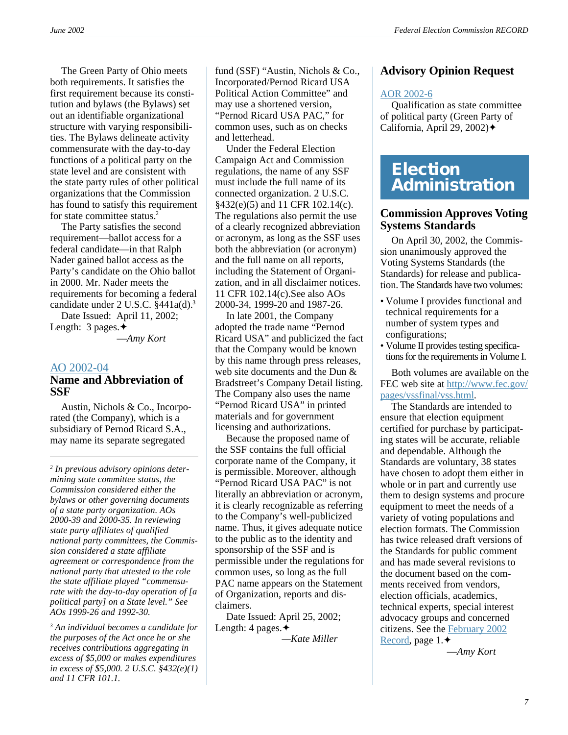The Green Party of Ohio meets both requirements. It satisfies the first requirement because its constitution and bylaws (the Bylaws) set out an identifiable organizational structure with varying responsibilities. The Bylaws delineate activity commensurate with the day-to-day functions of a political party on the state level and are consistent with the state party rules of other political organizations that the Commission has found to satisfy this requirement for state committee status.[2]

The Party satisfies the second requirement—ballot access for a federal candidate—in that Ralph Nader gained ballot access as the Party's candidate on the Ohio ballot in 2000. Mr. Nader meets the requirements for becoming a federal candidate under 2 U.S.C. §441a(d).[3]

Date Issued: April 11, 2002; Length: 3 pages.✦

—*Amy Kort*

[2] *In previous advisory opinions determining state committee status, the Commission considered either the bylaws or other governing documents of a state party organization. AOs 2000-39 and 2000-35. In reviewing state party affiliates of qualified national party committees, the Commission considered a state affiliate agreement or correspondence from the national party that attested to the role the state affiliate played "commensurate with the day-to-day operation of [a political party] on a State level." See AOs 1999-26 and 1992-30.*

[3] *An individual becomes a candidate for the purposes of the Act once he or she receives contributions aggregating in excess of $5,000 or makes expenditures in excess of $5,000. 2 U.S.C. §432(e)(1) and 11 CFR 101.1.*

## AO 2002-04

### Name and Abbreviation of SSF

Austin, Nichols & Co., Incorporated (the Company), which is a subsidiary of Pernod Ricard S.A., may name its separate segregated fund (SSF) "Austin, Nichols & Co., Incorporated/Pernod Ricard USA Political Action Committee" and may use a shortened version, "Pernod Ricard USA PAC," for common uses, such as on checks and letterhead.

Under the Federal Election Campaign Act and Commission regulations, the name of any SSF must include the full name of its connected organization. 2 U.S.C. §432(e)(5) and 11 CFR 102.14(c). The regulations also permit the use of a clearly recognized abbreviation or acronym, as long as the SSF uses both the abbreviation (or acronym) and the full name on all reports, including the Statement of Organization, and in all disclaimer notices. 11 CFR 102.14(c).See also AOs 2000-34, 1999-20 and 1987-26.

In late 2001, the Company adopted the trade name "Pernod Ricard USA" and publicized the fact that the Company would be known by this name through press releases, web site documents and the Dun & Bradstreet's Company Detail listing. The Company also uses the name "Pernod Ricard USA" in printed materials and for government licensing and authorizations.

Because the proposed name of the SSF contains the full official corporate name of the Company, it is permissible. Moreover, although "Pernod Ricard USA PAC" is not literally an abbreviation or acronym, it is clearly recognizable as referring to the Company's well-publicized name. Thus, it gives adequate notice to the public as to the identity and sponsorship of the SSF and is permissible under the regulations for common uses, so long as the full PAC name appears on the Statement of Organization, reports and disclaimers.

Date Issued: April 25, 2002; Length: 4 pages.✦

—*Kate Miller*

## Advisory Opinion Request

AOR 2002-6

Qualification as state committee of political party (Green Party of California, April 29, 2002)✦

# Election Administration

### Commission Approves Voting Systems Standards

On April 30, 2002, the Commission unanimously approved the Voting Systems Standards (the Standards) for release and publication. The Standards have two volumes:

- Volume I provides functional and technical requirements for a number of system types and configurations;
- Volume II provides testing specifications for the requirements in Volume I.

Both volumes are available on the FEC web site at http://www.fec.gov/pages/vssfinal/vss.html.

The Standards are intended to ensure that election equipment certified for purchase by participating states will be accurate, reliable and dependable. Although the Standards are voluntary, 38 states have chosen to adopt them either in whole or in part and currently use them to design systems and procure equipment to meet the needs of a variety of voting populations and election formats. The Commission has twice released draft versions of the Standards for public comment and has made several revisions to the document based on the comments received from vendors, election officials, academics, technical experts, special interest advocacy groups and concerned citizens. See the February 2002 Record, page 1.✦

—*Amy Kort*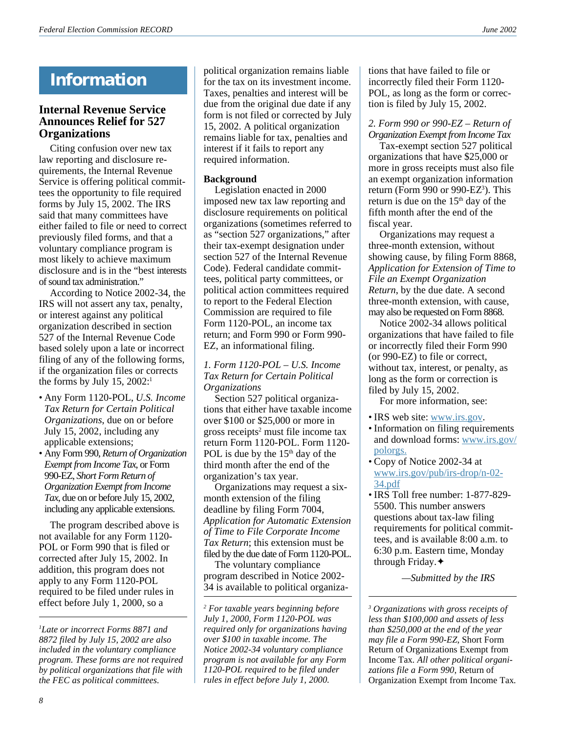# Information

## Internal Revenue Service Announces Relief for 527 Organizations

Citing confusion over new tax law reporting and disclosure requirements, the Internal Revenue Service is offering political committees the opportunity to file required forms by July 15, 2002. The IRS said that many committees have either failed to file or need to correct previously filed forms, and that a voluntary compliance program is most likely to achieve maximum disclosure and is in the "best interests of sound tax administration."

According to Notice 2002-34, the IRS will not assert any tax, penalty, or interest against any political organization described in section 527 of the Internal Revenue Code based solely upon a late or incorrect filing of any of the following forms, if the organization files or corrects the forms by July 15, 2002:[1]

- Any Form 1120-POL, *U.S. Income Tax Return for Certain Political Organizations*, due on or before July 15, 2002, including any applicable extensions;
- Any Form 990, *Return of Organization Exempt from Income Tax*, or Form 990-EZ, *Short Form Return of Organization Exempt from Income Tax*, due on or before July 15, 2002, including any applicable extensions.

The program described above is not available for any Form 1120-POL or Form 990 that is filed or corrected after July 15, 2002. In addition, this program does not apply to any Form 1120-POL required to be filed under rules in effect before July 1, 2000, so a political organization remains liable for the tax on its investment income. Taxes, penalties and interest will be due from the original due date if any form is not filed or corrected by July 15, 2002. A political organization remains liable for tax, penalties and interest if it fails to report any required information.

**Background**

Legislation enacted in 2000 imposed new tax law reporting and disclosure requirements on political organizations (sometimes referred to as "section 527 organizations," after their tax-exempt designation under section 527 of the Internal Revenue Code). Federal candidate committees, political party committees, or political action committees required to report to the Federal Election Commission are required to file Form 1120-POL, an income tax return; and Form 990 or Form 990-EZ, an informational filing.

*1. Form 1120-POL – U.S. Income Tax Return for Certain Political Organizations*

Section 527 political organizations that either have taxable income over $100 or $25,000 or more in gross receipts[2] must file income tax return Form 1120-POL. Form 1120-POL is due by the 15th day of the third month after the end of the organization's tax year.

Organizations may request a six-month extension of the filing deadline by filing Form 7004, *Application for Automatic Extension of Time to File Corporate Income Tax Return*; this extension must be filed by the due date of Form 1120-POL.

The voluntary compliance program described in Notice 2002-34 is available to political organizations that have failed to file or incorrectly filed their Form 1120-POL, as long as the form or correction is filed by July 15, 2002.

*2. Form 990 or 990-EZ – Return of Organization Exempt from Income Tax*

Tax-exempt section 527 political organizations that have $25,000 or more in gross receipts must also file an exempt organization information return (Form 990 or 990-EZ[3]). This return is due on the 15th day of the fifth month after the end of the fiscal year.

Organizations may request a three-month extension, without showing cause, by filing Form 8868, *Application for Extension of Time to File an Exempt Organization Return*, by the due date. A second three-month extension, with cause, may also be requested on Form 8868.

Notice 2002-34 allows political organizations that have failed to file or incorrectly filed their Form 990 (or 990-EZ) to file or correct, without tax, interest, or penalty, as long as the form or correction is filed by July 15, 2002.

For more information, see:

- IRS web site: www.irs.gov.
- Information on filing requirements and download forms: www.irs.gov/polorgs.
- Copy of Notice 2002-34 at www.irs.gov/pub/irs-drop/n-02-34.pdf
- IRS Toll free number: 1-877-829-5500. This number answers questions about tax-law filing requirements for political committees, and is available 8:00 a.m. to 6:30 p.m. Eastern time, Monday through Friday.✦

*—Submitted by the IRS*

---

[1] *Late or incorrect Forms 8871 and 8872 filed by July 15, 2002 are also included in the voluntary compliance program. These forms are not required by political organizations that file with the FEC as political committees.*

[2] *For taxable years beginning before July 1, 2000, Form 1120-POL was required only for organizations having over $100 in taxable income. The Notice 2002-34 voluntary compliance program is not available for any Form 1120-POL required to be filed under rules in effect before July 1, 2000.*

[3] *Organizations with gross receipts of less than $100,000 and assets of less than $250,000 at the end of the year may file a Form 990-EZ,* Short Form Return of Organizations Exempt from Income Tax. *All other political organizations file a Form 990,* Return of Organization Exempt from Income Tax.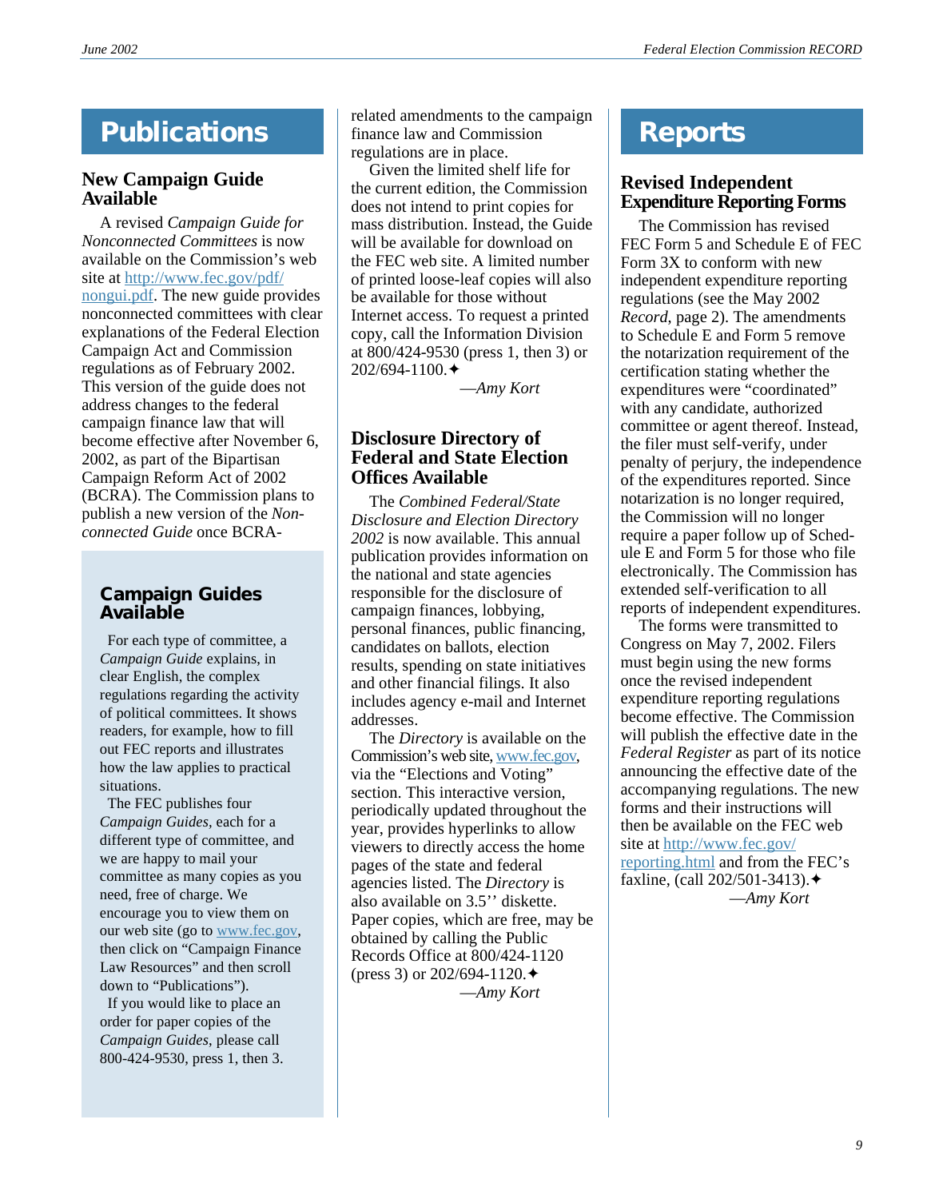# Publications

## New Campaign Guide Available

A revised *Campaign Guide for Nonconnected Committees* is now available on the Commission's web site at http://www.fec.gov/pdf/nongui.pdf. The new guide provides nonconnected committees with clear explanations of the Federal Election Campaign Act and Commission regulations as of February 2002. This version of the guide does not address changes to the federal campaign finance law that will become effective after November 6, 2002, as part of the Bipartisan Campaign Reform Act of 2002 (BCRA). The Commission plans to publish a new version of the *Non-connected Guide* once BCRA-related amendments to the campaign finance law and Commission regulations are in place.

Given the limited shelf life for the current edition, the Commission does not intend to print copies for mass distribution. Instead, the Guide will be available for download on the FEC web site. A limited number of printed loose-leaf copies will also be available for those without Internet access. To request a printed copy, call the Information Division at 800/424-9530 (press 1, then 3) or 202/694-1100.✦

—*Amy Kort*

### Campaign Guides Available

For each type of committee, a *Campaign Guide* explains, in clear English, the complex regulations regarding the activity of political committees. It shows readers, for example, how to fill out FEC reports and illustrates how the law applies to practical situations.

The FEC publishes four *Campaign Guides*, each for a different type of committee, and we are happy to mail your committee as many copies as you need, free of charge. We encourage you to view them on our web site (go to www.fec.gov, then click on "Campaign Finance Law Resources" and then scroll down to "Publications").

If you would like to place an order for paper copies of the *Campaign Guides*, please call 800-424-9530, press 1, then 3.

## Disclosure Directory of Federal and State Election Offices Available

The *Combined Federal/State Disclosure and Election Directory 2002* is now available. This annual publication provides information on the national and state agencies responsible for the disclosure of campaign finances, lobbying, personal finances, public financing, candidates on ballots, election results, spending on state initiatives and other financial filings. It also includes agency e-mail and Internet addresses.

The *Directory* is available on the Commission's web site, www.fec.gov, via the "Elections and Voting" section. This interactive version, periodically updated throughout the year, provides hyperlinks to allow viewers to directly access the home pages of the state and federal agencies listed. The *Directory* is also available on 3.5'' diskette. Paper copies, which are free, may be obtained by calling the Public Records Office at 800/424-1120 (press 3) or 202/694-1120.✦

—*Amy Kort*

# Reports

## Revised Independent Expenditure Reporting Forms

The Commission has revised FEC Form 5 and Schedule E of FEC Form 3X to conform with new independent expenditure reporting regulations (see the May 2002 *Record*, page 2). The amendments to Schedule E and Form 5 remove the notarization requirement of the certification stating whether the expenditures were "coordinated" with any candidate, authorized committee or agent thereof. Instead, the filer must self-verify, under penalty of perjury, the independence of the expenditures reported. Since notarization is no longer required, the Commission will no longer require a paper follow up of Schedule E and Form 5 for those who file electronically. The Commission has extended self-verification to all reports of independent expenditures.

The forms were transmitted to Congress on May 7, 2002. Filers must begin using the new forms once the revised independent expenditure reporting regulations become effective. The Commission will publish the effective date in the *Federal Register* as part of its notice announcing the effective date of the accompanying regulations. The new forms and their instructions will then be available on the FEC web site at http://www.fec.gov/reporting.html and from the FEC's faxline, (call 202/501-3413).✦

—*Amy Kort*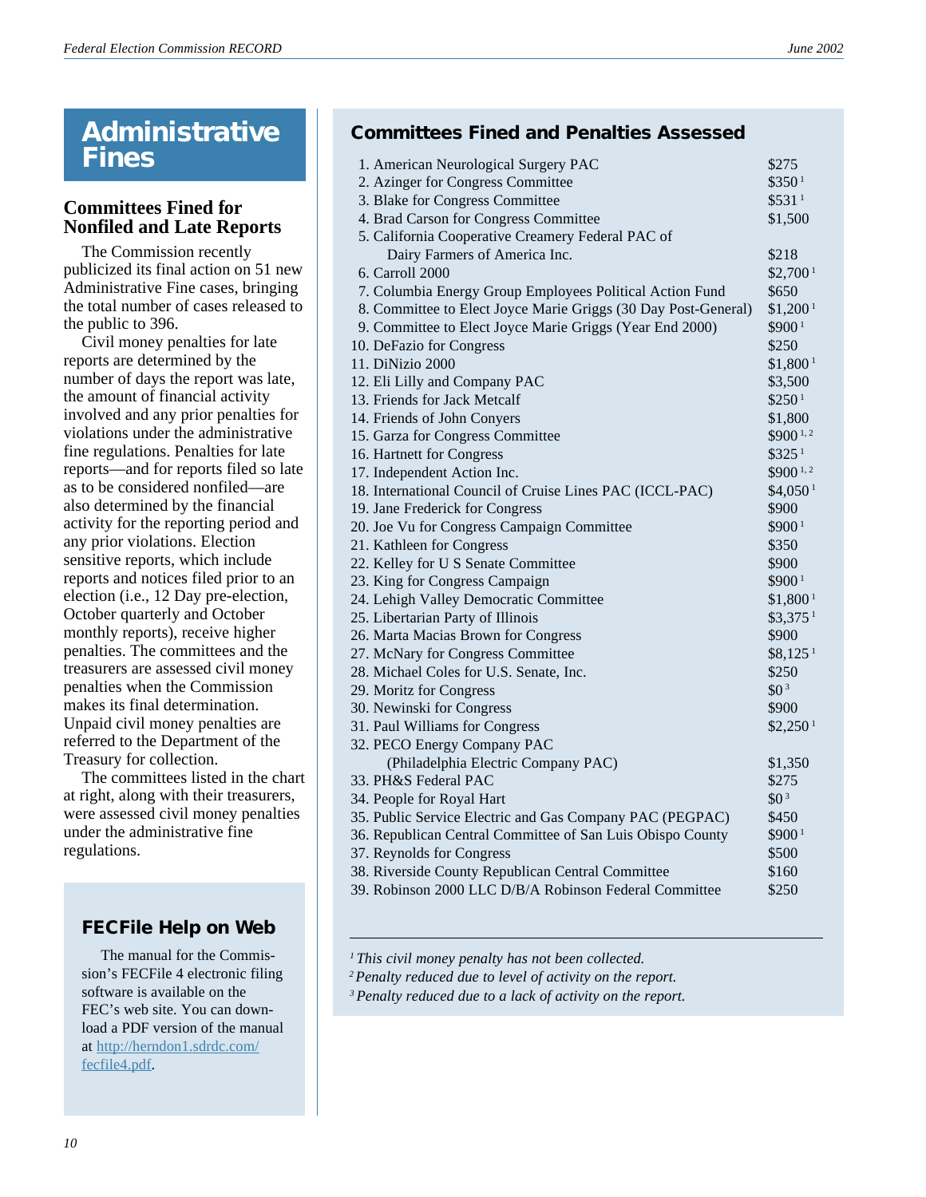# Administrative Fines

## Committees Fined for Nonfiled and Late Reports

The Commission recently publicized its final action on 51 new Administrative Fine cases, bringing the total number of cases released to the public to 396.

Civil money penalties for late reports are determined by the number of days the report was late, the amount of financial activity involved and any prior penalties for violations under the administrative fine regulations. Penalties for late reports—and for reports filed so late as to be considered nonfiled—are also determined by the financial activity for the reporting period and any prior violations. Election sensitive reports, which include reports and notices filed prior to an election (i.e., 12 Day pre-election, October quarterly and October monthly reports), receive higher penalties. The committees and the treasurers are assessed civil money penalties when the Commission makes its final determination. Unpaid civil money penalties are referred to the Department of the Treasury for collection.

The committees listed in the chart at right, along with their treasurers, were assessed civil money penalties under the administrative fine regulations.

### FECFile Help on Web

The manual for the Commission's FECFile 4 electronic filing software is available on the FEC's web site. You can download a PDF version of the manual at http://herndon1.sdrdc.com/fecfile4.pdf.

### Committees Fined and Penalties Assessed

| Committee | Penalty |
|---|---|
| 1. American Neurological Surgery PAC | $275 |
| 2. Azinger for Congress Committee | $350 [1] |
| 3. Blake for Congress Committee | $531 [1] |
| 4. Brad Carson for Congress Committee | $1,500 |
| 5. California Cooperative Creamery Federal PAC of Dairy Farmers of America Inc. | $218 |
| 6. Carroll 2000 | $2,700 [1] |
| 7. Columbia Energy Group Employees Political Action Fund | $650 |
| 8. Committee to Elect Joyce Marie Griggs (30 Day Post-General) | $1,200 [1] |
| 9. Committee to Elect Joyce Marie Griggs (Year End 2000) | $900 [1] |
| 10. DeFazio for Congress | $250 |
| 11. DiNizio 2000 | $1,800 [1] |
| 12. Eli Lilly and Company PAC | $3,500 |
| 13. Friends for Jack Metcalf | $250 [1] |
| 14. Friends of John Conyers | $1,800 |
| 15. Garza for Congress Committee | $900 [1, 2] |
| 16. Hartnett for Congress | $325 [1] |
| 17. Independent Action Inc. | $900 [1, 2] |
| 18. International Council of Cruise Lines PAC (ICCL-PAC) | $4,050 [1] |
| 19. Jane Frederick for Congress | $900 |
| 20. Joe Vu for Congress Campaign Committee | $900 [1] |
| 21. Kathleen for Congress | $350 |
| 22. Kelley for U S Senate Committee | $900 |
| 23. King for Congress Campaign | $900 [1] |
| 24. Lehigh Valley Democratic Committee | $1,800 [1] |
| 25. Libertarian Party of Illinois | $3,375 [1] |
| 26. Marta Macias Brown for Congress | $900 |
| 27. McNary for Congress Committee | $8,125 [1] |
| 28. Michael Coles for U.S. Senate, Inc. | $250 |
| 29. Moritz for Congress | $0 [3] |
| 30. Newinski for Congress | $900 |
| 31. Paul Williams for Congress | $2,250 [1] |
| 32. PECO Energy Company PAC (Philadelphia Electric Company PAC) | $1,350 |
| 33. PH&S Federal PAC | $275 |
| 34. People for Royal Hart | $0 [3] |
| 35. Public Service Electric and Gas Company PAC (PEGPAC) | $450 |
| 36. Republican Central Committee of San Luis Obispo County | $900 [1] |
| 37. Reynolds for Congress | $500 |
| 38. Riverside County Republican Central Committee | $160 |
| 39. Robinson 2000 LLC D/B/A Robinson Federal Committee | $250 |

[1] *This civil money penalty has not been collected.*
[2] *Penalty reduced due to level of activity on the report.*
[3] *Penalty reduced due to a lack of activity on the report.*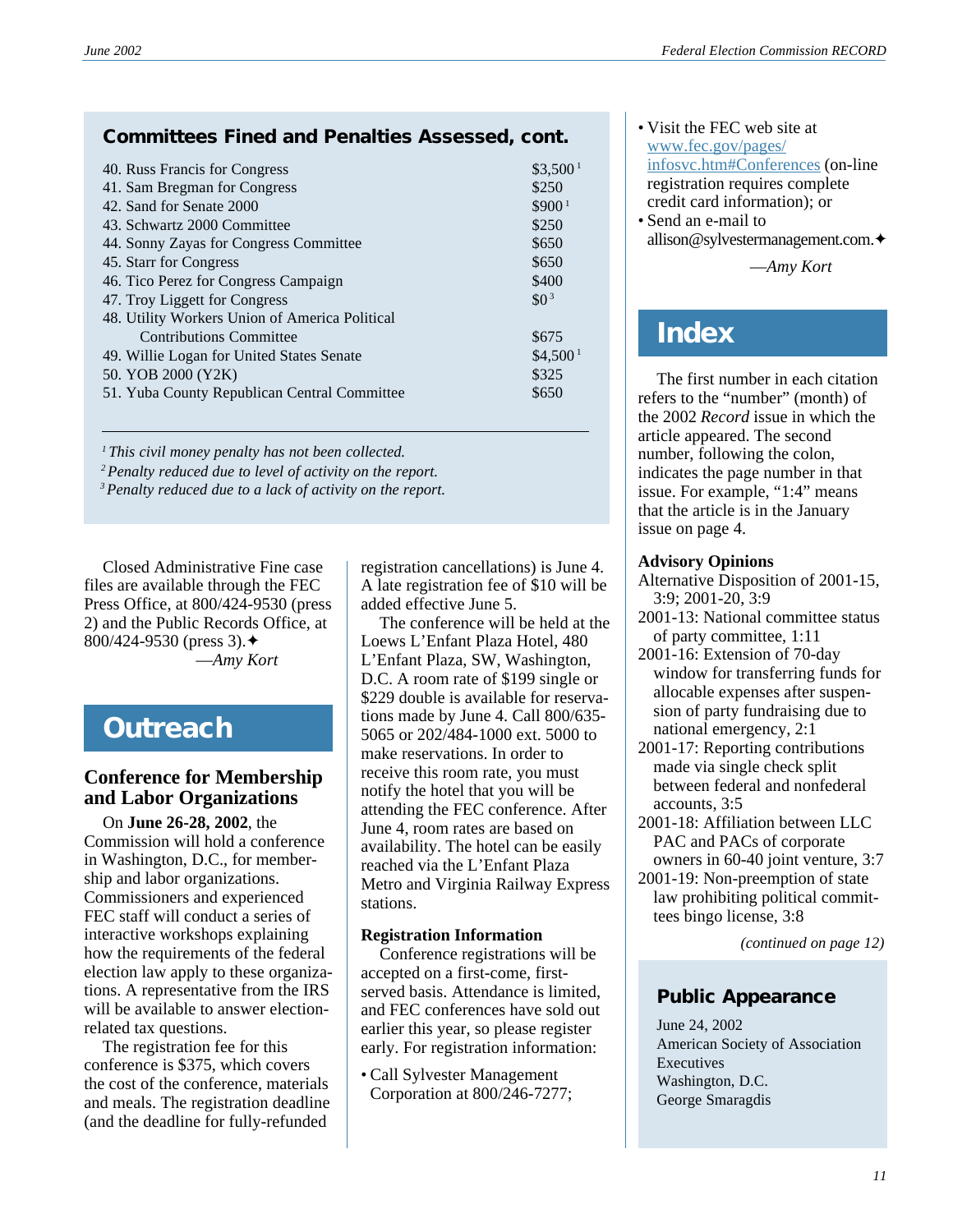## Committees Fined and Penalties Assessed, cont.

| Committee | Penalty |
|---|---|
| 40. Russ Francis for Congress | $3,500 [1] |
| 41. Sam Bregman for Congress | $250 |
| 42. Sand for Senate 2000 | $900 [1] |
| 43. Schwartz 2000 Committee | $250 |
| 44. Sonny Zayas for Congress Committee | $650 |
| 45. Starr for Congress | $650 |
| 46. Tico Perez for Congress Campaign | $400 |
| 47. Troy Liggett for Congress | $0 [3] |
| 48. Utility Workers Union of America Political Contributions Committee | $675 |
| 49. Willie Logan for United States Senate | $4,500 [1] |
| 50. YOB 2000 (Y2K) | $325 |
| 51. Yuba County Republican Central Committee | $650 |

[1] *This civil money penalty has not been collected.*
[2] *Penalty reduced due to level of activity on the report.*
[3] *Penalty reduced due to a lack of activity on the report.*

Closed Administrative Fine case files are available through the FEC Press Office, at 800/424-9530 (press 2) and the Public Records Office, at 800/424-9530 (press 3).✦

—*Amy Kort*

# Outreach

## Conference for Membership and Labor Organizations

On **June 26-28, 2002**, the Commission will hold a conference in Washington, D.C., for membership and labor organizations. Commissioners and experienced FEC staff will conduct a series of interactive workshops explaining how the requirements of the federal election law apply to these organizations. A representative from the IRS will be available to answer election-related tax questions.

The registration fee for this conference is $375, which covers the cost of the conference, materials and meals. The registration deadline (and the deadline for fully-refunded registration cancellations) is June 4. A late registration fee of $10 will be added effective June 5.

The conference will be held at the Loews L'Enfant Plaza Hotel, 480 L'Enfant Plaza, SW, Washington, D.C. A room rate of $199 single or $229 double is available for reservations made by June 4. Call 800/635-5065 or 202/484-1000 ext. 5000 to make reservations. In order to receive this room rate, you must notify the hotel that you will be attending the FEC conference. After June 4, room rates are based on availability. The hotel can be easily reached via the L'Enfant Plaza Metro and Virginia Railway Express stations.

### Registration Information

Conference registrations will be accepted on a first-come, first-served basis. Attendance is limited, and FEC conferences have sold out earlier this year, so please register early. For registration information:

- Call Sylvester Management Corporation at 800/246-7277;
- Visit the FEC web site at www.fec.gov/pages/infosvc.htm#Conferences (on-line registration requires complete credit card information); or
- Send an e-mail to allison@sylvestermanagement.com.✦

—*Amy Kort*

# Index

The first number in each citation refers to the "number" (month) of the 2002 *Record* issue in which the article appeared. The second number, following the colon, indicates the page number in that issue. For example, "1:4" means that the article is in the January issue on page 4.

### Advisory Opinions

Alternative Disposition of 2001-15, 3:9; 2001-20, 3:9
2001-13: National committee status of party committee, 1:11
2001-16: Extension of 70-day window for transferring funds for allocable expenses after suspension of party fundraising due to national emergency, 2:1
2001-17: Reporting contributions made via single check split between federal and nonfederal accounts, 3:5
2001-18: Affiliation between LLC PAC and PACs of corporate owners in 60-40 joint venture, 3:7
2001-19: Non-preemption of state law prohibiting political committees bingo license, 3:8

*(continued on page 12)*

## Public Appearance

June 24, 2002
American Society of Association Executives
Washington, D.C.
George Smaragdis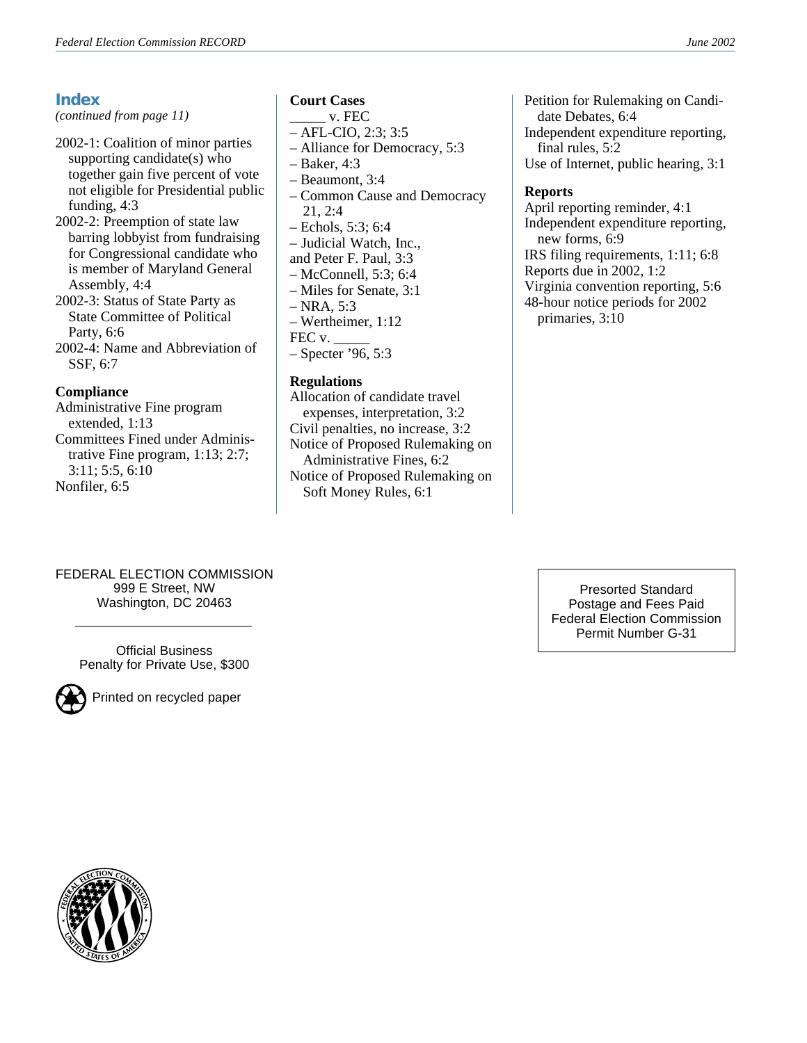## Index

*(continued from page 11)*

2002-1: Coalition of minor parties supporting candidate(s) who together gain five percent of vote not eligible for Presidential public funding, 4:3

2002-2: Preemption of state law barring lobbyist from fundraising for Congressional candidate who is member of Maryland General Assembly, 4:4

2002-3: Status of State Party as State Committee of Political Party, 6:6

2002-4: Name and Abbreviation of SSF, 6:7

### Compliance

Administrative Fine program extended, 1:13

Committees Fined under Administrative Fine program, 1:13; 2:7; 3:11; 5:5, 6:10

Nonfiler, 6:5

### Court Cases

_____ v. FEC

– AFL-CIO, 2:3; 3:5

– Alliance for Democracy, 5:3

– Baker, 4:3

– Beaumont, 3:4

– Common Cause and Democracy 21, 2:4

– Echols, 5:3; 6:4

– Judicial Watch, Inc., and Peter F. Paul, 3:3

– McConnell, 5:3; 6:4

– Miles for Senate, 3:1

– NRA, 5:3

– Wertheimer, 1:12

FEC v. _____

– Specter '96, 5:3

### Regulations

Allocation of candidate travel expenses, interpretation, 3:2

Civil penalties, no increase, 3:2

Notice of Proposed Rulemaking on Administrative Fines, 6:2

Notice of Proposed Rulemaking on Soft Money Rules, 6:1

Petition for Rulemaking on Candidate Debates, 6:4

Independent expenditure reporting, final rules, 5:2

Use of Internet, public hearing, 3:1

### Reports

April reporting reminder, 4:1

Independent expenditure reporting, new forms, 6:9

IRS filing requirements, 1:11; 6:8

Reports due in 2002, 1:2

Virginia convention reporting, 5:6

48-hour notice periods for 2002 primaries, 3:10

FEDERAL ELECTION COMMISSION
999 E Street, NW
Washington, DC 20463

Official Business
Penalty for Private Use, $300

Printed on recycled paper

Presorted Standard
Postage and Fees Paid
Federal Election Commission
Permit Number G-31